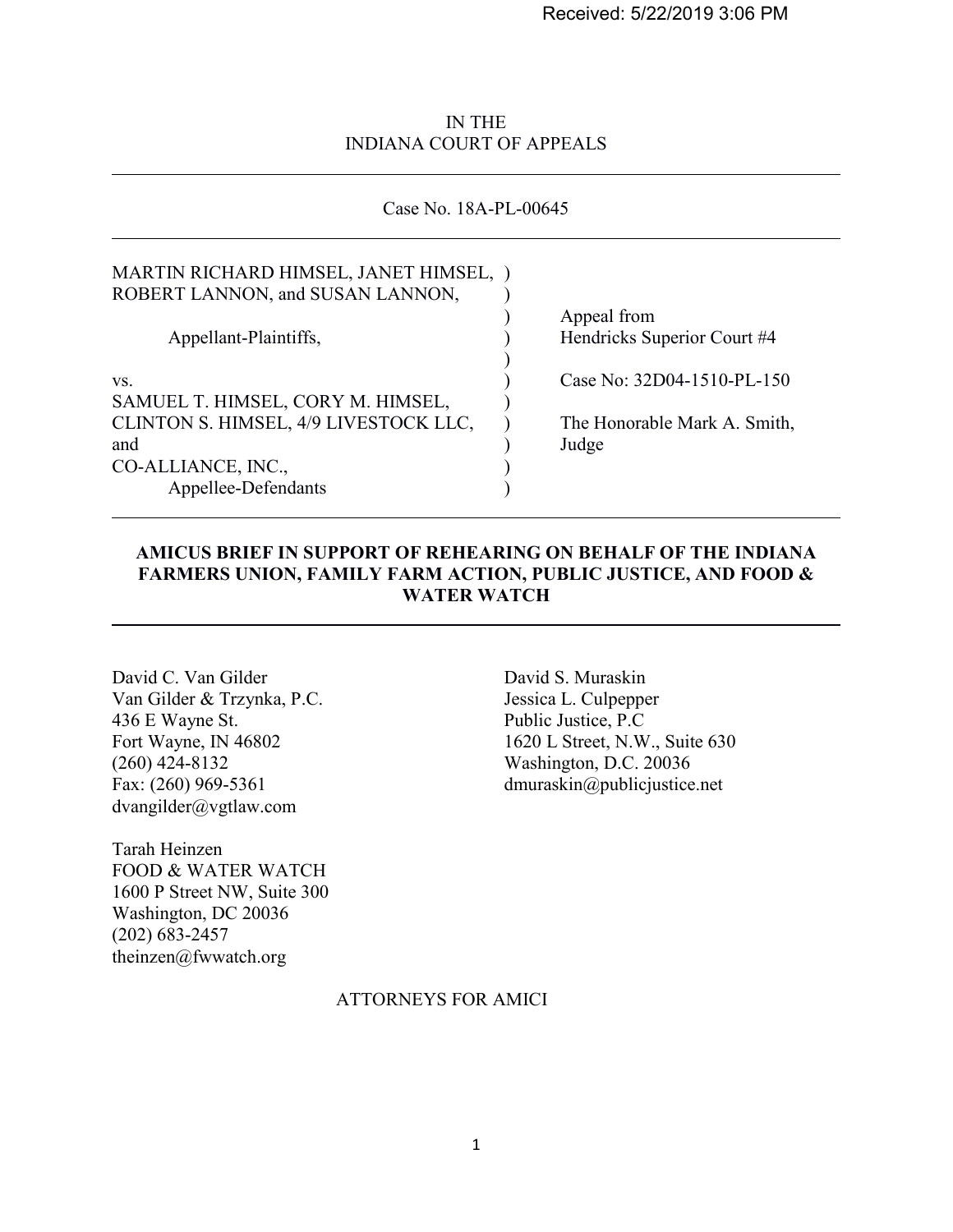Received: 5/22/2019 3:06 PM

IN THE
INDIANA COURT OF APPEALS

---

Case No. 18A-PL-00645

---

| | |
|---|---|
| MARTIN RICHARD HIMSEL, JANET HIMSEL, ROBERT LANNON, and SUSAN LANNON, | |
| Appellant-Plaintiffs, | Appeal from Hendricks Superior Court #4 |
| vs. | Case No: 32D04-1510-PL-150 |
| SAMUEL T. HIMSEL, CORY M. HIMSEL, CLINTON S. HIMSEL, 4/9 LIVESTOCK LLC, and CO-ALLIANCE, INC., | The Honorable Mark A. Smith, Judge |
| Appellee-Defendants | |

---

**AMICUS BRIEF IN SUPPORT OF REHEARING ON BEHALF OF THE INDIANA FARMERS UNION, FAMILY FARM ACTION, PUBLIC JUSTICE, AND FOOD & WATER WATCH**

---

David C. Van Gilder
Van Gilder & Trzynka, P.C.
436 E Wayne St.
Fort Wayne, IN 46802
(260) 424-8132
Fax: (260) 969-5361
dvangilder@vgtlaw.com

David S. Muraskin
Jessica L. Culpepper
Public Justice, P.C
1620 L Street, N.W., Suite 630
Washington, D.C. 20036
dmuraskin@publicjustice.net

Tarah Heinzen
FOOD & WATER WATCH
1600 P Street NW, Suite 300
Washington, DC 20036
(202) 683-2457
theinzen@fwwatch.org

ATTORNEYS FOR AMICI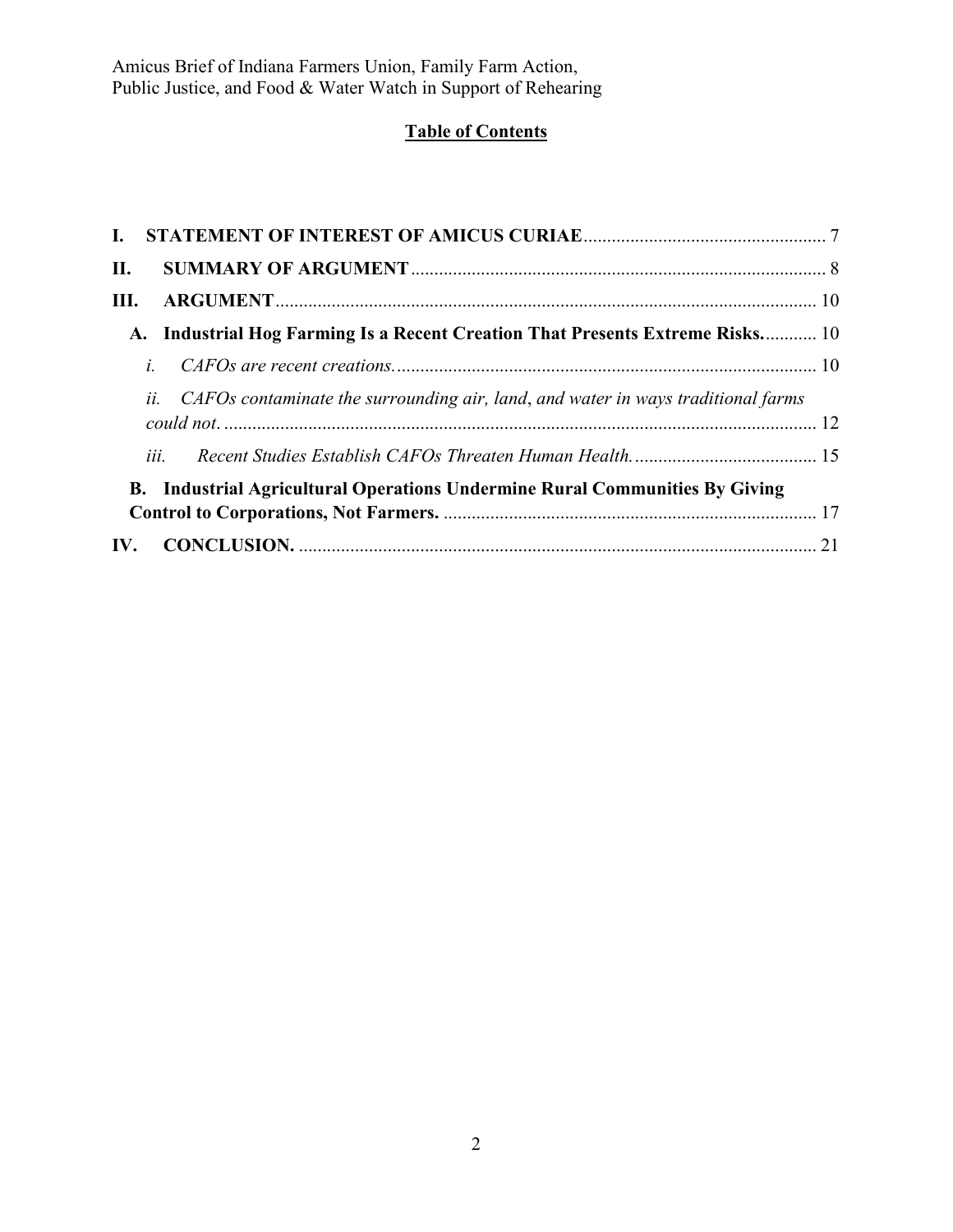## Table of Contents

| | |
|---|---|
| **I. STATEMENT OF INTEREST OF AMICUS CURIAE** | 7 |
| **II. SUMMARY OF ARGUMENT** | 8 |
| **III. ARGUMENT** | 10 |
| **A. Industrial Hog Farming Is a Recent Creation That Presents Extreme Risks.** | 10 |
| *i. CAFOs are recent creations.* | 10 |
| *ii. CAFOs contaminate the surrounding air, land, and water in ways traditional farms could not.* | 12 |
| *iii. Recent Studies Establish CAFOs Threaten Human Health.* | 15 |
| **B. Industrial Agricultural Operations Undermine Rural Communities By Giving Control to Corporations, Not Farmers.** | 17 |
| **IV. CONCLUSION.** | 21 |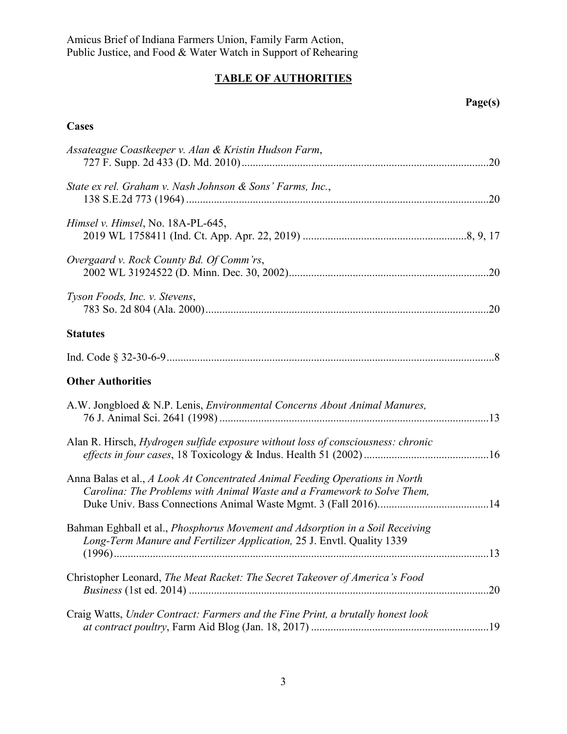## TABLE OF AUTHORITIES

**Page(s)**

### Cases

*Assateague Coastkeeper v. Alan & Kristin Hudson Farm*, 727 F. Supp. 2d 433 (D. Md. 2010) ........ 20

*State ex rel. Graham v. Nash Johnson & Sons' Farms, Inc.*, 138 S.E.2d 773 (1964) ........ 20

*Himsel v. Himsel*, No. 18A-PL-645, 2019 WL 1758411 (Ind. Ct. App. Apr. 22, 2019) ........ 8, 9, 17

*Overgaard v. Rock County Bd. Of Comm'rs*, 2002 WL 31924522 (D. Minn. Dec. 30, 2002) ........ 20

*Tyson Foods, Inc. v. Stevens*, 783 So. 2d 804 (Ala. 2000) ........ 20

### Statutes

Ind. Code § 32-30-6-9 ........ 8

### Other Authorities

A.W. Jongbloed & N.P. Lenis, *Environmental Concerns About Animal Manures,* 76 J. Animal Sci. 2641 (1998) ........ 13

Alan R. Hirsch, *Hydrogen sulfide exposure without loss of consciousness: chronic effects in four cases*, 18 Toxicology & Indus. Health 51 (2002) ........ 16

Anna Balas et al., *A Look At Concentrated Animal Feeding Operations in North Carolina: The Problems with Animal Waste and a Framework to Solve Them,* Duke Univ. Bass Connections Animal Waste Mgmt. 3 (Fall 2016). ........ 14

Bahman Eghball et al., *Phosphorus Movement and Adsorption in a Soil Receiving Long-Term Manure and Fertilizer Application,* 25 J. Envtl. Quality 1339 (1996) ........ 13

Christopher Leonard, *The Meat Racket: The Secret Takeover of America's Food Business* (1st ed. 2014) ........ 20

Craig Watts, *Under Contract: Farmers and the Fine Print, a brutally honest look at contract poultry*, Farm Aid Blog (Jan. 18, 2017) ........ 19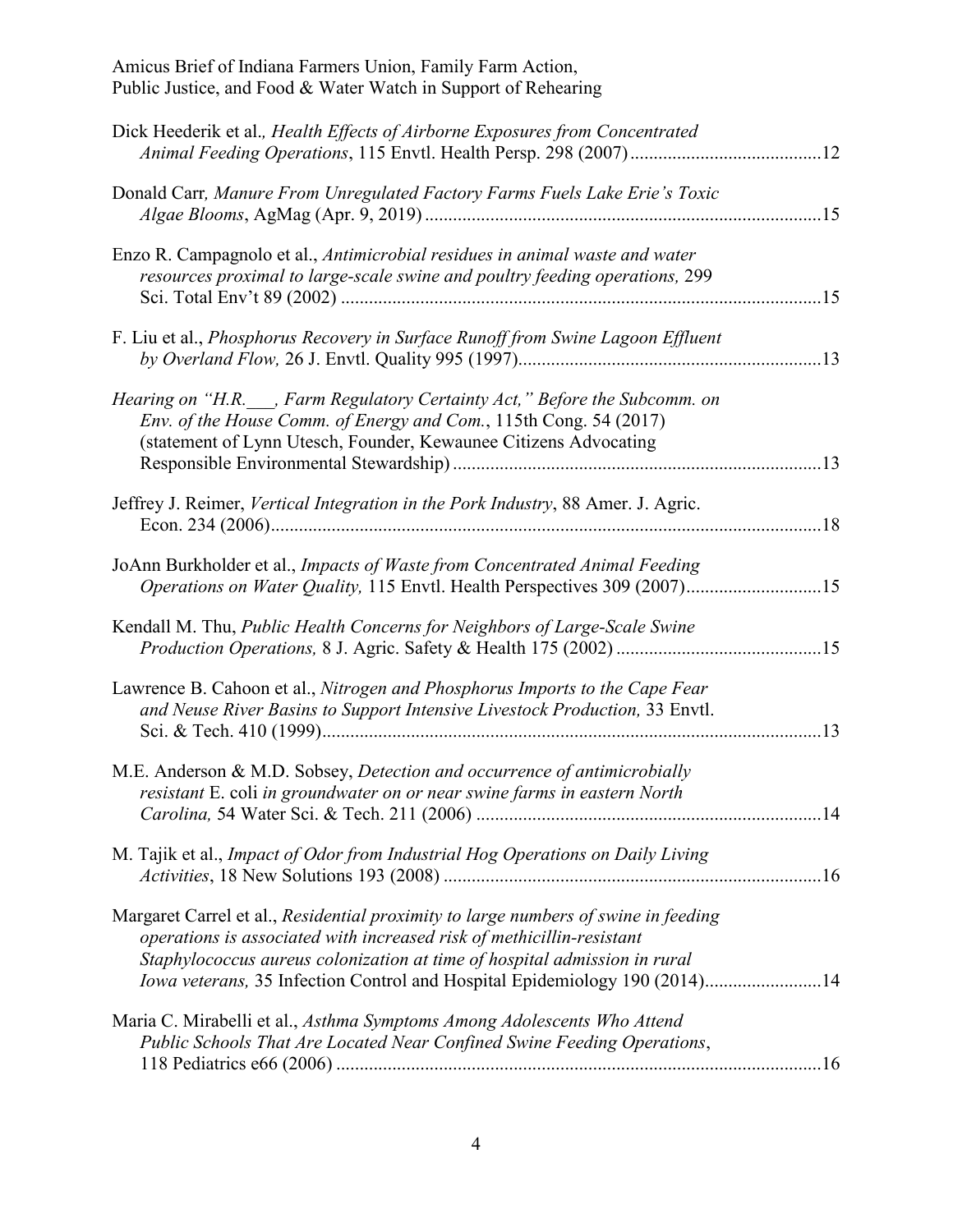Dick Heederik et al., *Health Effects of Airborne Exposures from Concentrated Animal Feeding Operations*, 115 Envtl. Health Persp. 298 (2007).........................................12

Donald Carr, *Manure From Unregulated Factory Farms Fuels Lake Erie's Toxic Algae Blooms*, AgMag (Apr. 9, 2019).....................................................................................15

Enzo R. Campagnolo et al., *Antimicrobial residues in animal waste and water resources proximal to large-scale swine and poultry feeding operations,* 299 Sci. Total Env't 89 (2002).......................................................................................................15

F. Liu et al., *Phosphorus Recovery in Surface Runoff from Swine Lagoon Effluent by Overland Flow,* 26 J. Envtl. Quality 995 (1997)................................................................13

*Hearing on "H.R.___, Farm Regulatory Certainty Act," Before the Subcomm. on Env. of the House Comm. of Energy and Com.*, 115th Cong. 54 (2017) (statement of Lynn Utesch, Founder, Kewaunee Citizens Advocating Responsible Environmental Stewardship)..............................................................................13

Jeffrey J. Reimer, *Vertical Integration in the Pork Industry*, 88 Amer. J. Agric. Econ. 234 (2006).......................................................................................................................18

JoAnn Burkholder et al., *Impacts of Waste from Concentrated Animal Feeding Operations on Water Quality,* 115 Envtl. Health Perspectives 309 (2007)............................15

Kendall M. Thu, *Public Health Concerns for Neighbors of Large-Scale Swine Production Operations,* 8 J. Agric. Safety & Health 175 (2002)............................................15

Lawrence B. Cahoon et al., *Nitrogen and Phosphorus Imports to the Cape Fear and Neuse River Basins to Support Intensive Livestock Production,* 33 Envtl. Sci. & Tech. 410 (1999)..........................................................................................................13

M.E. Anderson & M.D. Sobsey, *Detection and occurrence of antimicrobially resistant* E. coli *in groundwater on or near swine farms in eastern North Carolina,* 54 Water Sci. & Tech. 211 (2006).........................................................................14

M. Tajik et al., *Impact of Odor from Industrial Hog Operations on Daily Living Activities*, 18 New Solutions 193 (2008)................................................................................16

Margaret Carrel et al., *Residential proximity to large numbers of swine in feeding operations is associated with increased risk of methicillin-resistant Staphylococcus aureus colonization at time of hospital admission in rural Iowa veterans,* 35 Infection Control and Hospital Epidemiology 190 (2014).........................14

Maria C. Mirabelli et al., *Asthma Symptoms Among Adolescents Who Attend Public Schools That Are Located Near Confined Swine Feeding Operations*, 118 Pediatrics e66 (2006).......................................................................................................16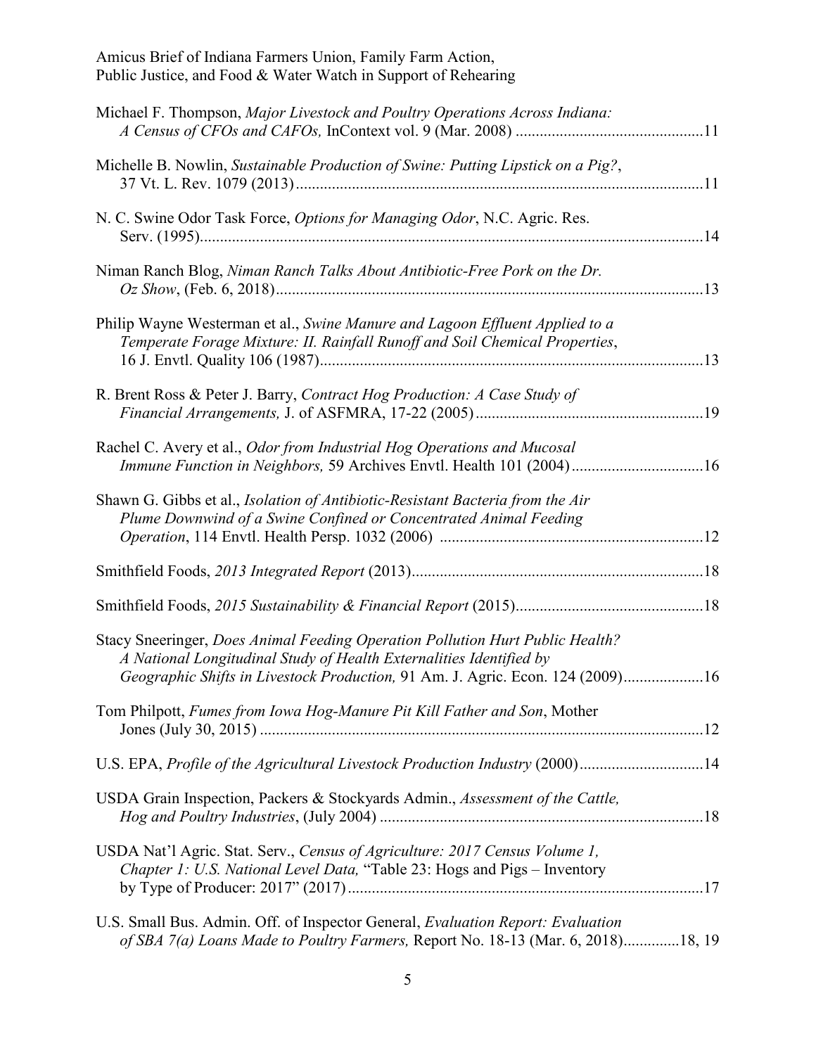Michael F. Thompson, *Major Livestock and Poultry Operations Across Indiana: A Census of CFOs and CAFOs,* InContext vol. 9 (Mar. 2008) ..............................................11

Michelle B. Nowlin, *Sustainable Production of Swine: Putting Lipstick on a Pig?*, 37 Vt. L. Rev. 1079 (2013) ......................................................................................................11

N. C. Swine Odor Task Force, *Options for Managing Odor*, N.C. Agric. Res. Serv. (1995)..............................................................................................................................14

Niman Ranch Blog, *Niman Ranch Talks About Antibiotic-Free Pork on the Dr. Oz Show*, (Feb. 6, 2018)..........................................................................................................13

Philip Wayne Westerman et al., *Swine Manure and Lagoon Effluent Applied to a Temperate Forage Mixture: II. Rainfall Runoff and Soil Chemical Properties*, 16 J. Envtl. Quality 106 (1987)................................................................................................13

R. Brent Ross & Peter J. Barry, *Contract Hog Production: A Case Study of Financial Arrangements,* J. of ASFMRA, 17-22 (2005).........................................................19

Rachel C. Avery et al., *Odor from Industrial Hog Operations and Mucosal Immune Function in Neighbors,* 59 Archives Envtl. Health 101 (2004).................................16

Shawn G. Gibbs et al., *Isolation of Antibiotic-Resistant Bacteria from the Air Plume Downwind of a Swine Confined or Concentrated Animal Feeding Operation*, 114 Envtl. Health Persp. 1032 (2006) .................................................................12

Smithfield Foods, *2013 Integrated Report* (2013).........................................................................18

Smithfield Foods, *2015 Sustainability & Financial Report* (2015)..............................................18

Stacy Sneeringer, *Does Animal Feeding Operation Pollution Hurt Public Health? A National Longitudinal Study of Health Externalities Identified by Geographic Shifts in Livestock Production,* 91 Am. J. Agric. Econ. 124 (2009)....................16

Tom Philpott, *Fumes from Iowa Hog-Manure Pit Kill Father and Son*, Mother Jones (July 30, 2015) ..............................................................................................................12

U.S. EPA, *Profile of the Agricultural Livestock Production Industry* (2000)...............................14

USDA Grain Inspection, Packers & Stockyards Admin., *Assessment of the Cattle, Hog and Poultry Industries*, (July 2004) .................................................................................18

USDA Nat'l Agric. Stat. Serv., *Census of Agriculture: 2017 Census Volume 1, Chapter 1: U.S. National Level Data,* "Table 23: Hogs and Pigs – Inventory by Type of Producer: 2017" (2017).........................................................................................17

U.S. Small Bus. Admin. Off. of Inspector General, *Evaluation Report: Evaluation of SBA 7(a) Loans Made to Poultry Farmers,* Report No. 18-13 (Mar. 6, 2018).............18, 19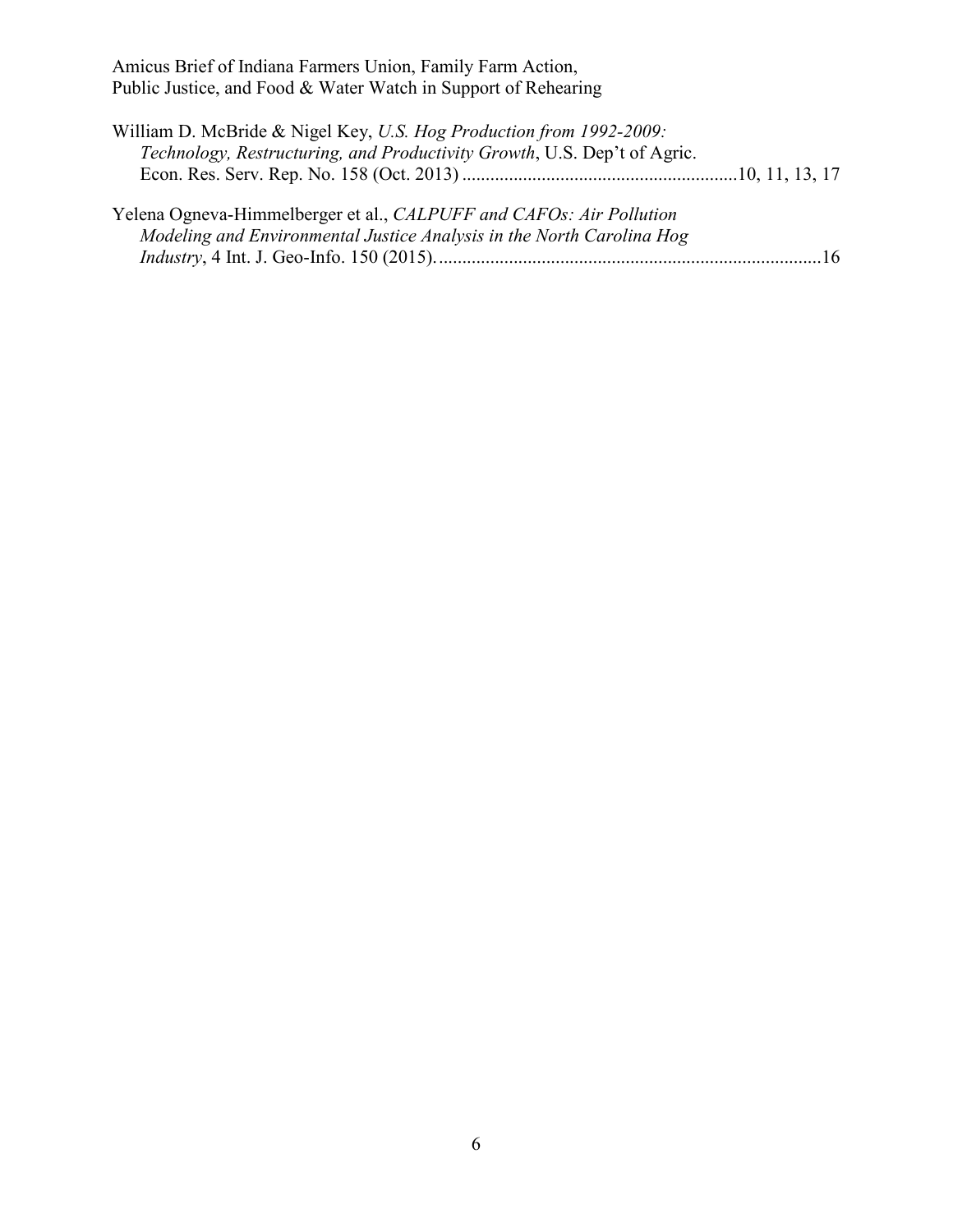William D. McBride & Nigel Key, *U.S. Hog Production from 1992-2009: Technology, Restructuring, and Productivity Growth*, U.S. Dep't of Agric. Econ. Res. Serv. Rep. No. 158 (Oct. 2013) ..........................................................10, 11, 13, 17

Yelena Ogneva-Himmelberger et al., *CALPUFF and CAFOs: Air Pollution Modeling and Environmental Justice Analysis in the North Carolina Hog Industry*, 4 Int. J. Geo-Info. 150 (2015). .................................................................................16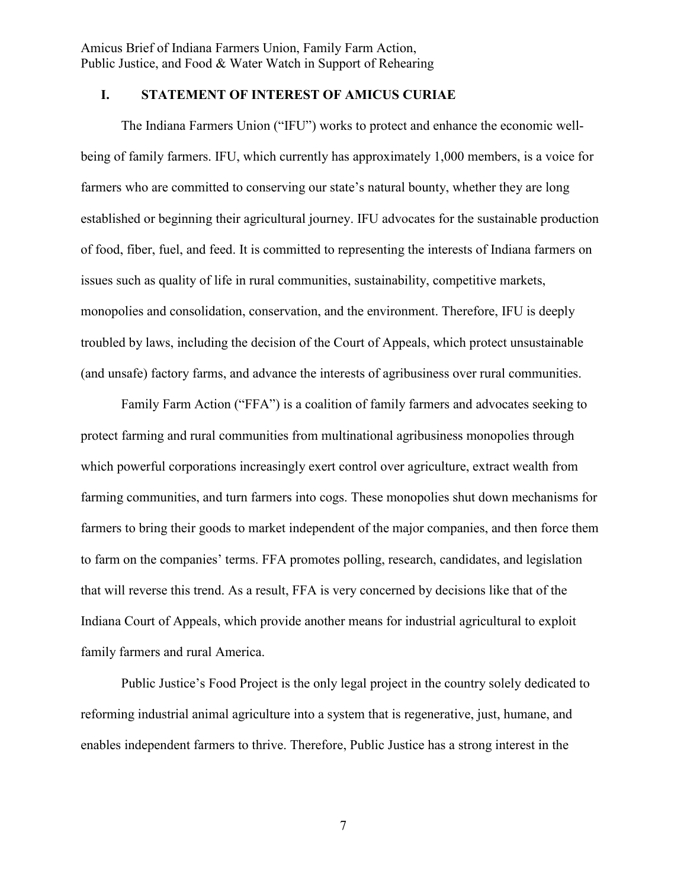## I. STATEMENT OF INTEREST OF AMICUS CURIAE

The Indiana Farmers Union ("IFU") works to protect and enhance the economic well-being of family farmers. IFU, which currently has approximately 1,000 members, is a voice for farmers who are committed to conserving our state's natural bounty, whether they are long established or beginning their agricultural journey. IFU advocates for the sustainable production of food, fiber, fuel, and feed. It is committed to representing the interests of Indiana farmers on issues such as quality of life in rural communities, sustainability, competitive markets, monopolies and consolidation, conservation, and the environment. Therefore, IFU is deeply troubled by laws, including the decision of the Court of Appeals, which protect unsustainable (and unsafe) factory farms, and advance the interests of agribusiness over rural communities.

Family Farm Action ("FFA") is a coalition of family farmers and advocates seeking to protect farming and rural communities from multinational agribusiness monopolies through which powerful corporations increasingly exert control over agriculture, extract wealth from farming communities, and turn farmers into cogs. These monopolies shut down mechanisms for farmers to bring their goods to market independent of the major companies, and then force them to farm on the companies' terms. FFA promotes polling, research, candidates, and legislation that will reverse this trend. As a result, FFA is very concerned by decisions like that of the Indiana Court of Appeals, which provide another means for industrial agricultural to exploit family farmers and rural America.

Public Justice's Food Project is the only legal project in the country solely dedicated to reforming industrial animal agriculture into a system that is regenerative, just, humane, and enables independent farmers to thrive. Therefore, Public Justice has a strong interest in the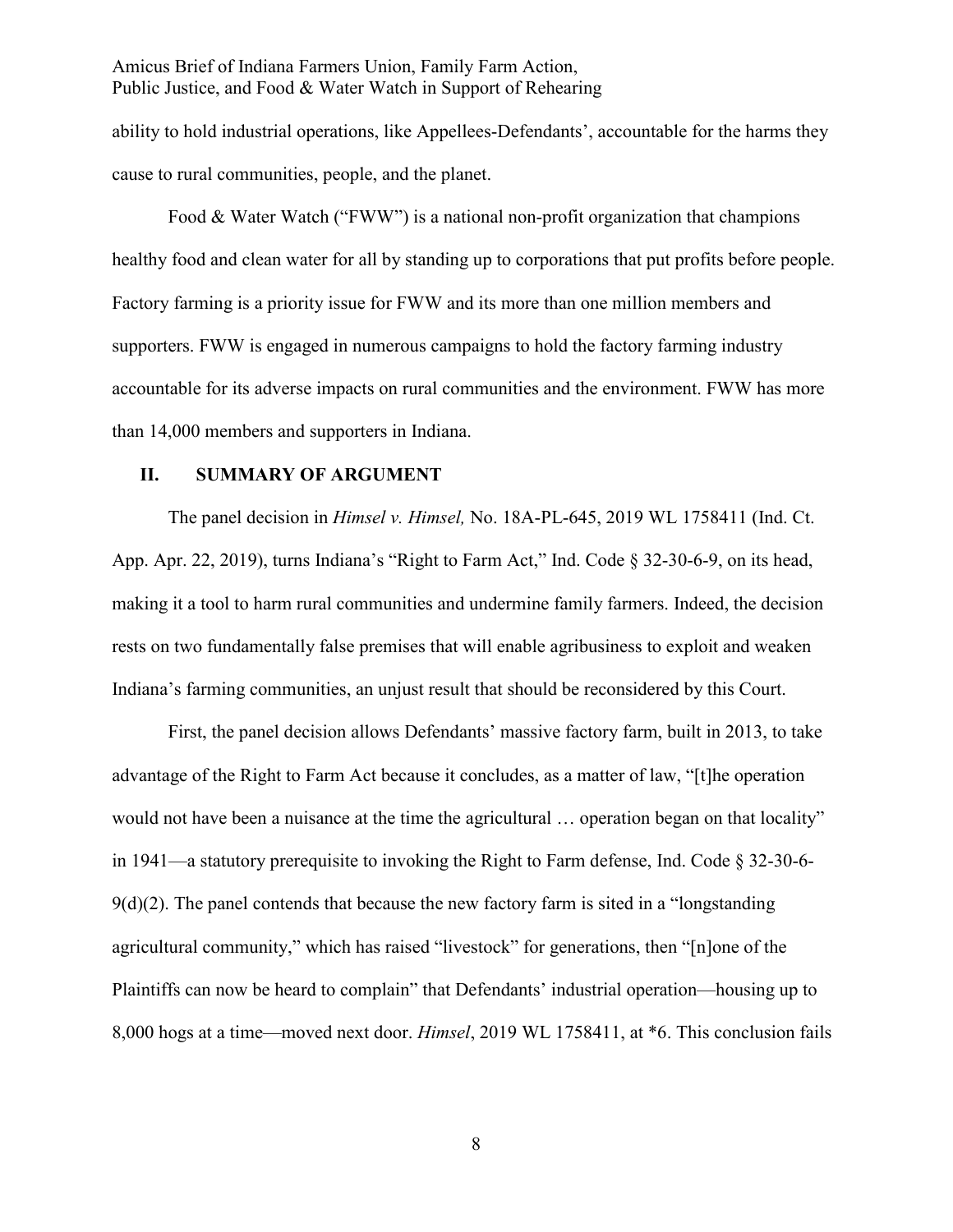ability to hold industrial operations, like Appellees-Defendants', accountable for the harms they cause to rural communities, people, and the planet.

Food & Water Watch ("FWW") is a national non-profit organization that champions healthy food and clean water for all by standing up to corporations that put profits before people. Factory farming is a priority issue for FWW and its more than one million members and supporters. FWW is engaged in numerous campaigns to hold the factory farming industry accountable for its adverse impacts on rural communities and the environment. FWW has more than 14,000 members and supporters in Indiana.

## II. SUMMARY OF ARGUMENT

The panel decision in *Himsel v. Himsel,* No. 18A-PL-645, 2019 WL 1758411 (Ind. Ct. App. Apr. 22, 2019), turns Indiana's "Right to Farm Act," Ind. Code § 32-30-6-9, on its head, making it a tool to harm rural communities and undermine family farmers. Indeed, the decision rests on two fundamentally false premises that will enable agribusiness to exploit and weaken Indiana's farming communities, an unjust result that should be reconsidered by this Court.

First, the panel decision allows Defendants' massive factory farm, built in 2013, to take advantage of the Right to Farm Act because it concludes, as a matter of law, "[t]he operation would not have been a nuisance at the time the agricultural … operation began on that locality" in 1941—a statutory prerequisite to invoking the Right to Farm defense, Ind. Code § 32-30-6-9(d)(2). The panel contends that because the new factory farm is sited in a "longstanding agricultural community," which has raised "livestock" for generations, then "[n]one of the Plaintiffs can now be heard to complain" that Defendants' industrial operation—housing up to 8,000 hogs at a time—moved next door. *Himsel*, 2019 WL 1758411, at *6. This conclusion fails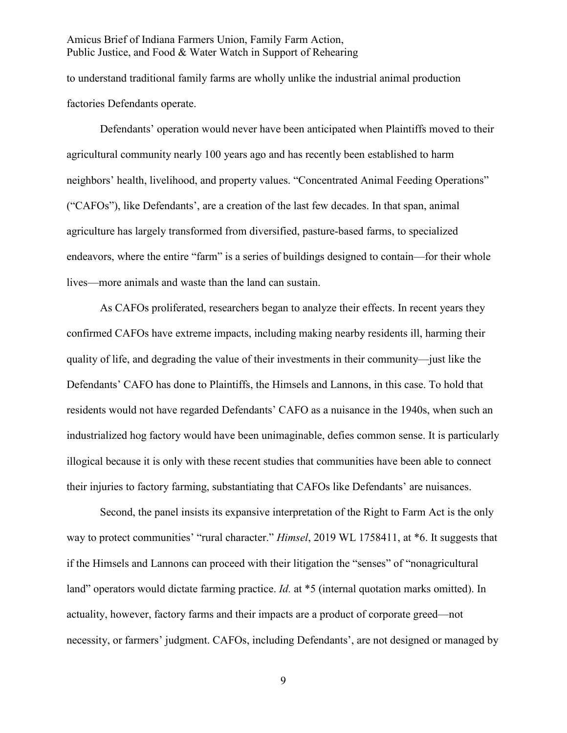to understand traditional family farms are wholly unlike the industrial animal production factories Defendants operate.

Defendants' operation would never have been anticipated when Plaintiffs moved to their agricultural community nearly 100 years ago and has recently been established to harm neighbors' health, livelihood, and property values. "Concentrated Animal Feeding Operations" ("CAFOs"), like Defendants', are a creation of the last few decades. In that span, animal agriculture has largely transformed from diversified, pasture-based farms, to specialized endeavors, where the entire "farm" is a series of buildings designed to contain—for their whole lives—more animals and waste than the land can sustain.

As CAFOs proliferated, researchers began to analyze their effects. In recent years they confirmed CAFOs have extreme impacts, including making nearby residents ill, harming their quality of life, and degrading the value of their investments in their community—just like the Defendants' CAFO has done to Plaintiffs, the Himsels and Lannons, in this case. To hold that residents would not have regarded Defendants' CAFO as a nuisance in the 1940s, when such an industrialized hog factory would have been unimaginable, defies common sense. It is particularly illogical because it is only with these recent studies that communities have been able to connect their injuries to factory farming, substantiating that CAFOs like Defendants' are nuisances.

Second, the panel insists its expansive interpretation of the Right to Farm Act is the only way to protect communities' "rural character." *Himsel*, 2019 WL 1758411, at \*6. It suggests that if the Himsels and Lannons can proceed with their litigation the "senses" of "nonagricultural land" operators would dictate farming practice. *Id.* at \*5 (internal quotation marks omitted). In actuality, however, factory farms and their impacts are a product of corporate greed—not necessity, or farmers' judgment. CAFOs, including Defendants', are not designed or managed by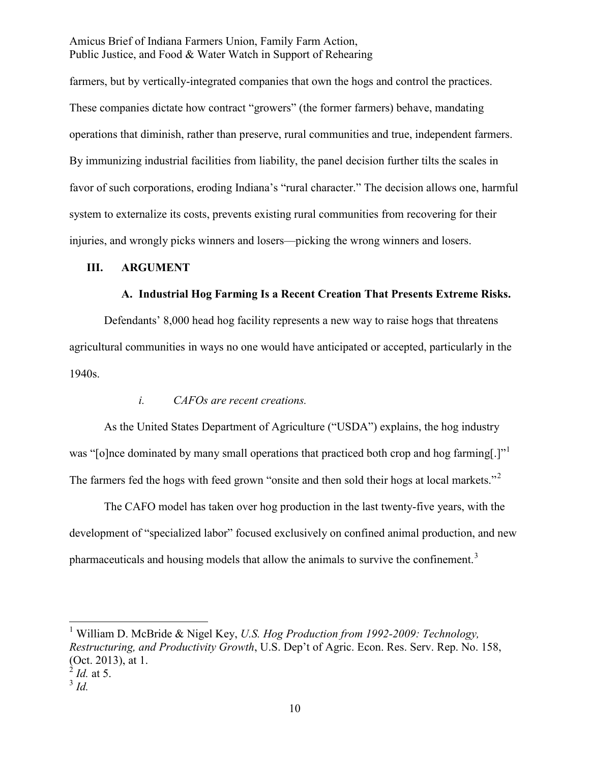farmers, but by vertically-integrated companies that own the hogs and control the practices. These companies dictate how contract "growers" (the former farmers) behave, mandating operations that diminish, rather than preserve, rural communities and true, independent farmers. By immunizing industrial facilities from liability, the panel decision further tilts the scales in favor of such corporations, eroding Indiana's "rural character." The decision allows one, harmful system to externalize its costs, prevents existing rural communities from recovering for their injuries, and wrongly picks winners and losers—picking the wrong winners and losers.

## III. ARGUMENT

### A. Industrial Hog Farming Is a Recent Creation That Presents Extreme Risks.

Defendants' 8,000 head hog facility represents a new way to raise hogs that threatens agricultural communities in ways no one would have anticipated or accepted, particularly in the 1940s.

#### *i. CAFOs are recent creations.*

As the United States Department of Agriculture ("USDA") explains, the hog industry was "[o]nce dominated by many small operations that practiced both crop and hog farming[.]"[1] The farmers fed the hogs with feed grown "onsite and then sold their hogs at local markets."[2]

The CAFO model has taken over hog production in the last twenty-five years, with the development of "specialized labor" focused exclusively on confined animal production, and new pharmaceuticals and housing models that allow the animals to survive the confinement.[3]

---

[1] William D. McBride & Nigel Key, *U.S. Hog Production from 1992-2009: Technology, Restructuring, and Productivity Growth*, U.S. Dep't of Agric. Econ. Res. Serv. Rep. No. 158, (Oct. 2013), at 1.

[2] *Id.* at 5.

[3] *Id.*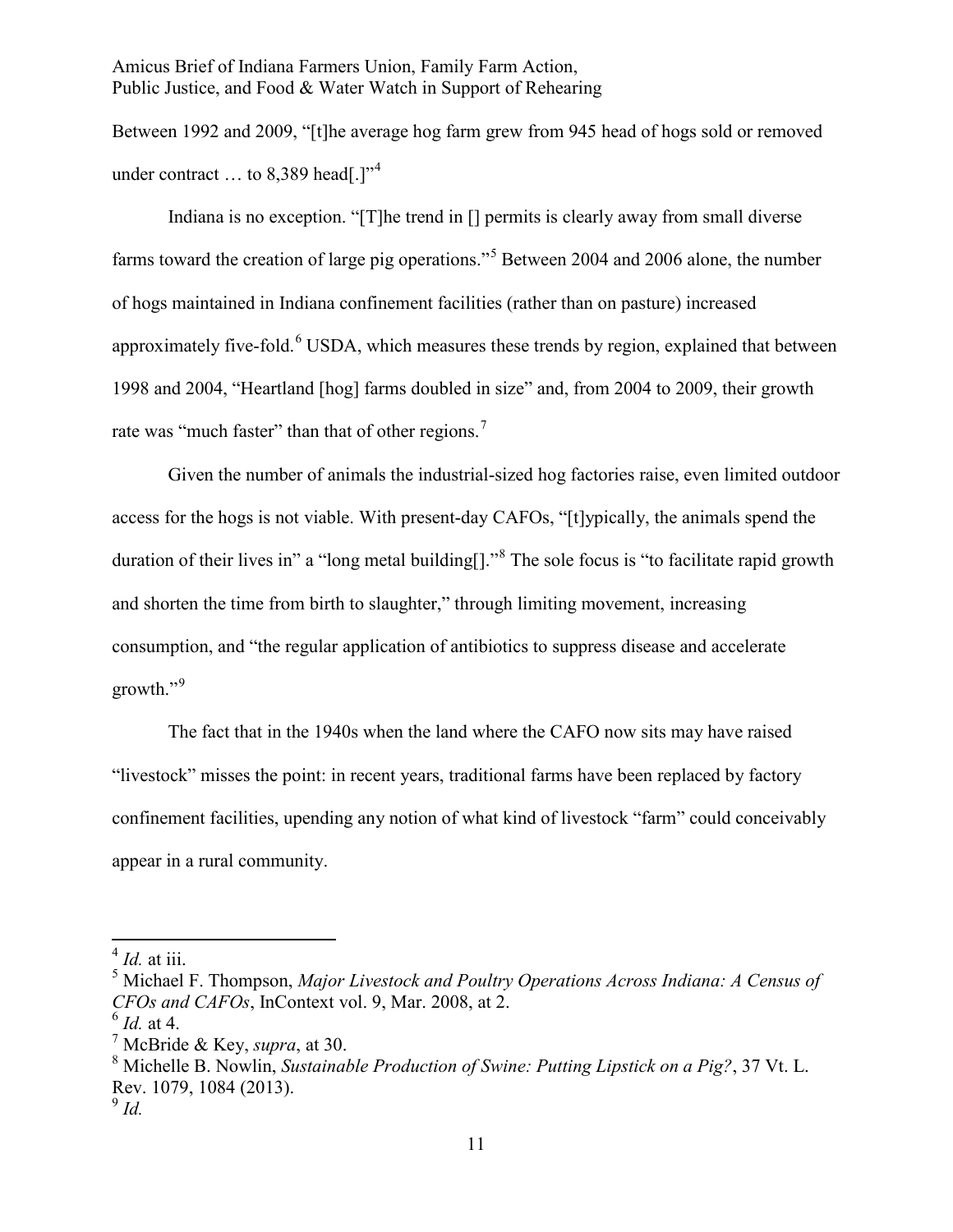Between 1992 and 2009, "[t]he average hog farm grew from 945 head of hogs sold or removed under contract … to 8,389 head[.]"[4]

Indiana is no exception. "[T]he trend in [] permits is clearly away from small diverse farms toward the creation of large pig operations."[5] Between 2004 and 2006 alone, the number of hogs maintained in Indiana confinement facilities (rather than on pasture) increased approximately five-fold.[6] USDA, which measures these trends by region, explained that between 1998 and 2004, "Heartland [hog] farms doubled in size" and, from 2004 to 2009, their growth rate was "much faster" than that of other regions.[7]

Given the number of animals the industrial-sized hog factories raise, even limited outdoor access for the hogs is not viable. With present-day CAFOs, "[t]ypically, the animals spend the duration of their lives in" a "long metal building[]."[8] The sole focus is "to facilitate rapid growth and shorten the time from birth to slaughter," through limiting movement, increasing consumption, and "the regular application of antibiotics to suppress disease and accelerate growth."[9]

The fact that in the 1940s when the land where the CAFO now sits may have raised "livestock" misses the point: in recent years, traditional farms have been replaced by factory confinement facilities, upending any notion of what kind of livestock "farm" could conceivably appear in a rural community.

---

[4] *Id.* at iii.

[5] Michael F. Thompson, *Major Livestock and Poultry Operations Across Indiana: A Census of CFOs and CAFOs*, InContext vol. 9, Mar. 2008, at 2.

[6] *Id.* at 4.

[7] McBride & Key, *supra*, at 30.

[8] Michelle B. Nowlin, *Sustainable Production of Swine: Putting Lipstick on a Pig?*, 37 Vt. L. Rev. 1079, 1084 (2013).

[9] *Id.*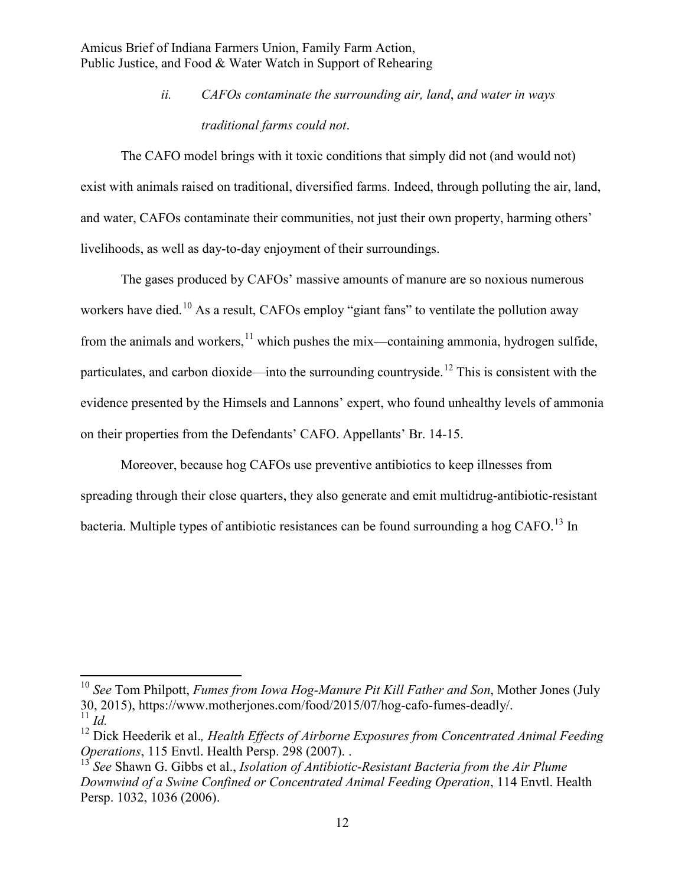*ii. CAFOs contaminate the surrounding air, land, and water in ways traditional farms could not.*

The CAFO model brings with it toxic conditions that simply did not (and would not) exist with animals raised on traditional, diversified farms. Indeed, through polluting the air, land, and water, CAFOs contaminate their communities, not just their own property, harming others' livelihoods, as well as day-to-day enjoyment of their surroundings.

The gases produced by CAFOs' massive amounts of manure are so noxious numerous workers have died.[10] As a result, CAFOs employ "giant fans" to ventilate the pollution away from the animals and workers,[11] which pushes the mix—containing ammonia, hydrogen sulfide, particulates, and carbon dioxide—into the surrounding countryside.[12] This is consistent with the evidence presented by the Himsels and Lannons' expert, who found unhealthy levels of ammonia on their properties from the Defendants' CAFO. Appellants' Br. 14-15.

Moreover, because hog CAFOs use preventive antibiotics to keep illnesses from spreading through their close quarters, they also generate and emit multidrug-antibiotic-resistant bacteria. Multiple types of antibiotic resistances can be found surrounding a hog CAFO.[13] In

---

[10] *See* Tom Philpott, *Fumes from Iowa Hog-Manure Pit Kill Father and Son*, Mother Jones (July 30, 2015), https://www.motherjones.com/food/2015/07/hog-cafo-fumes-deadly/.

[11] *Id.*

[12] Dick Heederik et al*., Health Effects of Airborne Exposures from Concentrated Animal Feeding Operations*, 115 Envtl. Health Persp. 298 (2007). .

[13] *See* Shawn G. Gibbs et al., *Isolation of Antibiotic-Resistant Bacteria from the Air Plume Downwind of a Swine Confined or Concentrated Animal Feeding Operation*, 114 Envtl. Health Persp. 1032, 1036 (2006).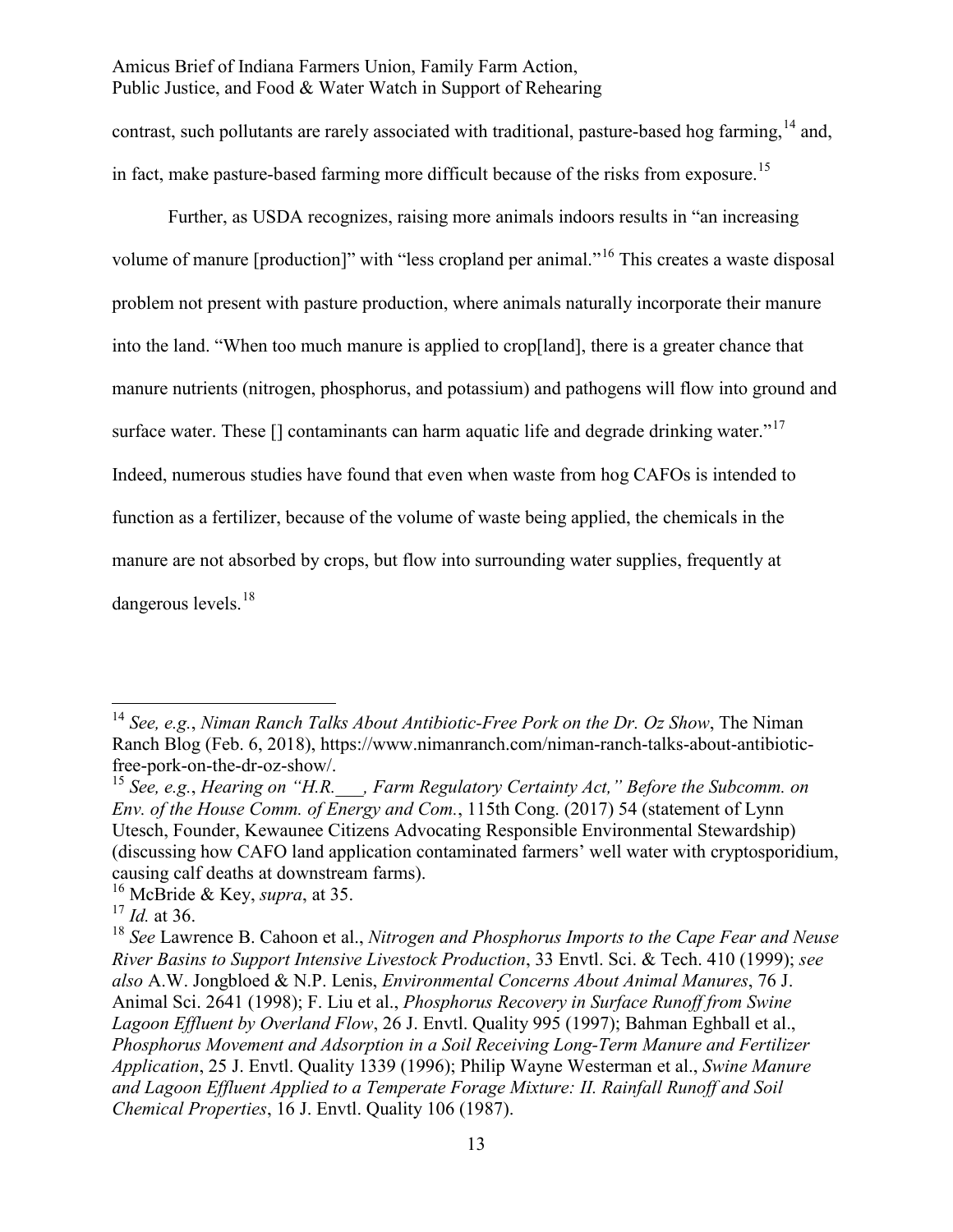contrast, such pollutants are rarely associated with traditional, pasture-based hog farming,[14] and, in fact, make pasture-based farming more difficult because of the risks from exposure.[15]

Further, as USDA recognizes, raising more animals indoors results in "an increasing volume of manure [production]" with "less cropland per animal."[16] This creates a waste disposal problem not present with pasture production, where animals naturally incorporate their manure into the land. "When too much manure is applied to crop[land], there is a greater chance that manure nutrients (nitrogen, phosphorus, and potassium) and pathogens will flow into ground and surface water. These [] contaminants can harm aquatic life and degrade drinking water."[17] Indeed, numerous studies have found that even when waste from hog CAFOs is intended to function as a fertilizer, because of the volume of waste being applied, the chemicals in the manure are not absorbed by crops, but flow into surrounding water supplies, frequently at dangerous levels.[18]

---

[14] *See, e.g.*, *Niman Ranch Talks About Antibiotic-Free Pork on the Dr. Oz Show*, The Niman Ranch Blog (Feb. 6, 2018), https://www.nimanranch.com/niman-ranch-talks-about-antibiotic-free-pork-on-the-dr-oz-show/.

[15] *See, e.g.*, *Hearing on "H.R.___, Farm Regulatory Certainty Act," Before the Subcomm. on Env. of the House Comm. of Energy and Com.*, 115th Cong. (2017) 54 (statement of Lynn Utesch, Founder, Kewaunee Citizens Advocating Responsible Environmental Stewardship) (discussing how CAFO land application contaminated farmers' well water with cryptosporidium, causing calf deaths at downstream farms).

[16] McBride & Key, *supra*, at 35.

[17] *Id.* at 36.

[18] *See* Lawrence B. Cahoon et al., *Nitrogen and Phosphorus Imports to the Cape Fear and Neuse River Basins to Support Intensive Livestock Production*, 33 Envtl. Sci. & Tech. 410 (1999); *see also* A.W. Jongbloed & N.P. Lenis, *Environmental Concerns About Animal Manures*, 76 J. Animal Sci. 2641 (1998); F. Liu et al., *Phosphorus Recovery in Surface Runoff from Swine Lagoon Effluent by Overland Flow*, 26 J. Envtl. Quality 995 (1997); Bahman Eghball et al., *Phosphorus Movement and Adsorption in a Soil Receiving Long-Term Manure and Fertilizer Application*, 25 J. Envtl. Quality 1339 (1996); Philip Wayne Westerman et al., *Swine Manure and Lagoon Effluent Applied to a Temperate Forage Mixture: II. Rainfall Runoff and Soil Chemical Properties*, 16 J. Envtl. Quality 106 (1987).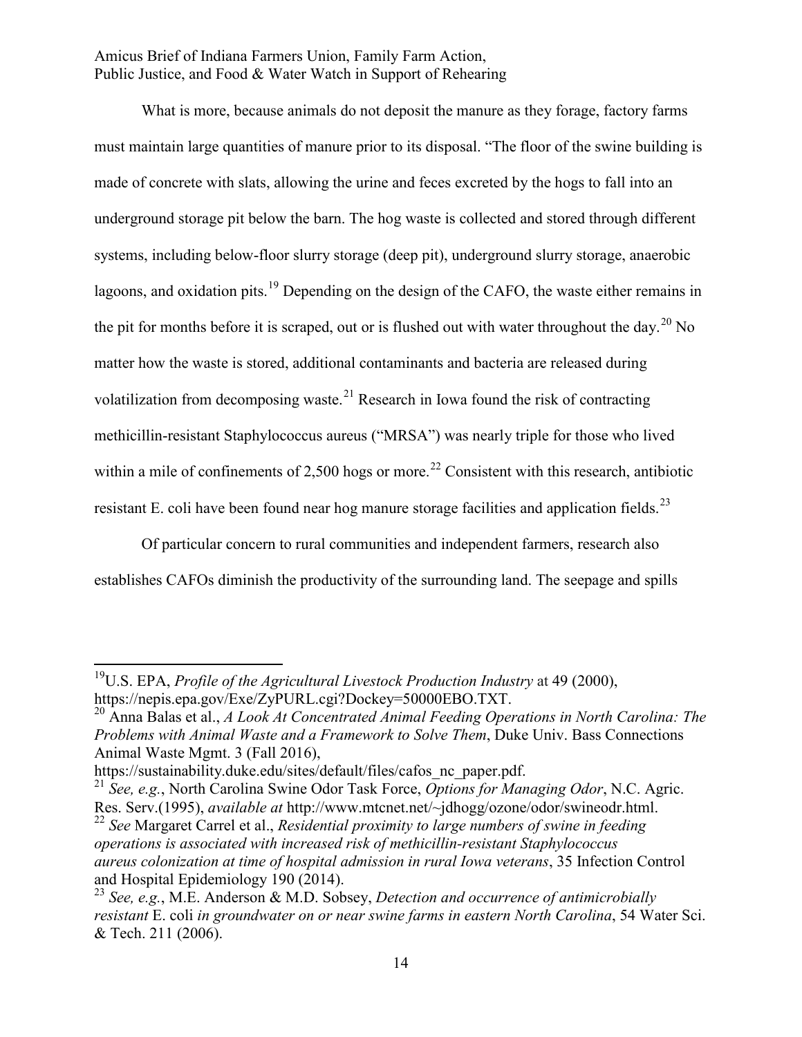What is more, because animals do not deposit the manure as they forage, factory farms must maintain large quantities of manure prior to its disposal. "The floor of the swine building is made of concrete with slats, allowing the urine and feces excreted by the hogs to fall into an underground storage pit below the barn. The hog waste is collected and stored through different systems, including below-floor slurry storage (deep pit), underground slurry storage, anaerobic lagoons, and oxidation pits.[19] Depending on the design of the CAFO, the waste either remains in the pit for months before it is scraped, out or is flushed out with water throughout the day.[20] No matter how the waste is stored, additional contaminants and bacteria are released during volatilization from decomposing waste.[21] Research in Iowa found the risk of contracting methicillin-resistant Staphylococcus aureus ("MRSA") was nearly triple for those who lived within a mile of confinements of 2,500 hogs or more.[22] Consistent with this research, antibiotic resistant E. coli have been found near hog manure storage facilities and application fields.[23]

Of particular concern to rural communities and independent farmers, research also establishes CAFOs diminish the productivity of the surrounding land. The seepage and spills

---

[19] U.S. EPA, *Profile of the Agricultural Livestock Production Industry* at 49 (2000), https://nepis.epa.gov/Exe/ZyPURL.cgi?Dockey=50000EBO.TXT.

[20] Anna Balas et al., *A Look At Concentrated Animal Feeding Operations in North Carolina: The Problems with Animal Waste and a Framework to Solve Them*, Duke Univ. Bass Connections Animal Waste Mgmt. 3 (Fall 2016), https://sustainability.duke.edu/sites/default/files/cafos_nc_paper.pdf.

[21] *See, e.g.*, North Carolina Swine Odor Task Force, *Options for Managing Odor*, N.C. Agric. Res. Serv.(1995), *available at* http://www.mtcnet.net/~jdhogg/ozone/odor/swineodr.html.

[22] *See* Margaret Carrel et al., *Residential proximity to large numbers of swine in feeding operations is associated with increased risk of methicillin-resistant Staphylococcus aureus colonization at time of hospital admission in rural Iowa veterans*, 35 Infection Control and Hospital Epidemiology 190 (2014).

[23] *See, e.g.*, M.E. Anderson & M.D. Sobsey, *Detection and occurrence of antimicrobially resistant* E. coli *in groundwater on or near swine farms in eastern North Carolina*, 54 Water Sci. & Tech. 211 (2006).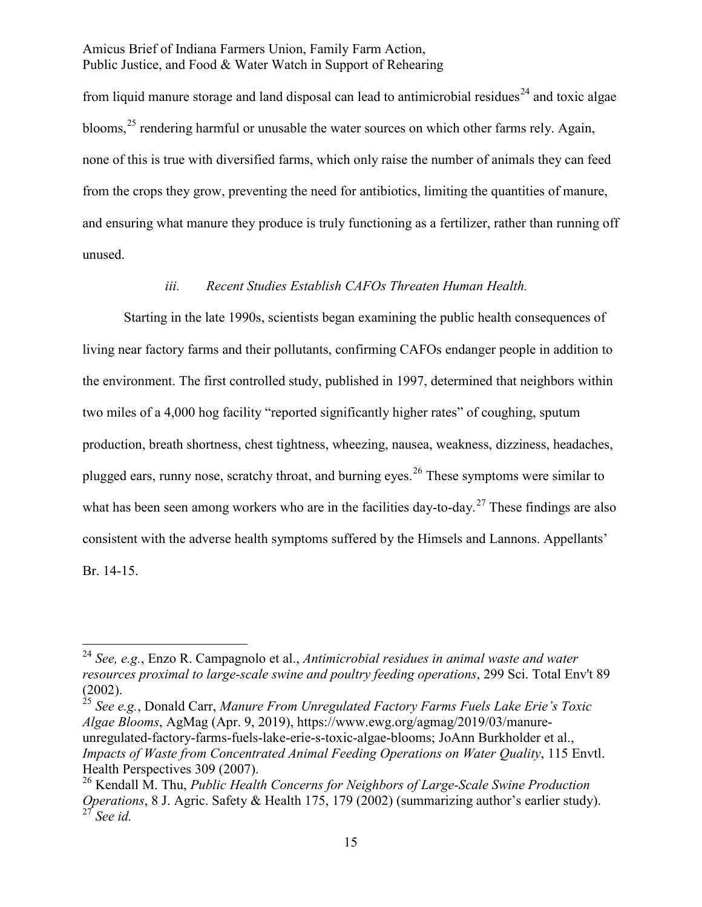from liquid manure storage and land disposal can lead to antimicrobial residues[24] and toxic algae blooms,[25] rendering harmful or unusable the water sources on which other farms rely. Again, none of this is true with diversified farms, which only raise the number of animals they can feed from the crops they grow, preventing the need for antibiotics, limiting the quantities of manure, and ensuring what manure they produce is truly functioning as a fertilizer, rather than running off unused.

### *iii. Recent Studies Establish CAFOs Threaten Human Health.*

Starting in the late 1990s, scientists began examining the public health consequences of living near factory farms and their pollutants, confirming CAFOs endanger people in addition to the environment. The first controlled study, published in 1997, determined that neighbors within two miles of a 4,000 hog facility "reported significantly higher rates" of coughing, sputum production, breath shortness, chest tightness, wheezing, nausea, weakness, dizziness, headaches, plugged ears, runny nose, scratchy throat, and burning eyes.[26] These symptoms were similar to what has been seen among workers who are in the facilities day-to-day.[27] These findings are also consistent with the adverse health symptoms suffered by the Himsels and Lannons. Appellants' Br. 14-15.

---

[24] *See, e.g.*, Enzo R. Campagnolo et al., *Antimicrobial residues in animal waste and water resources proximal to large-scale swine and poultry feeding operations*, 299 Sci. Total Env't 89 (2002).

[25] *See e.g.*, Donald Carr, *Manure From Unregulated Factory Farms Fuels Lake Erie's Toxic Algae Blooms*, AgMag (Apr. 9, 2019), https://www.ewg.org/agmag/2019/03/manure-unregulated-factory-farms-fuels-lake-erie-s-toxic-algae-blooms; JoAnn Burkholder et al., *Impacts of Waste from Concentrated Animal Feeding Operations on Water Quality*, 115 Envtl. Health Perspectives 309 (2007).

[26] Kendall M. Thu, *Public Health Concerns for Neighbors of Large-Scale Swine Production Operations*, 8 J. Agric. Safety & Health 175, 179 (2002) (summarizing author's earlier study).

[27] *See id.*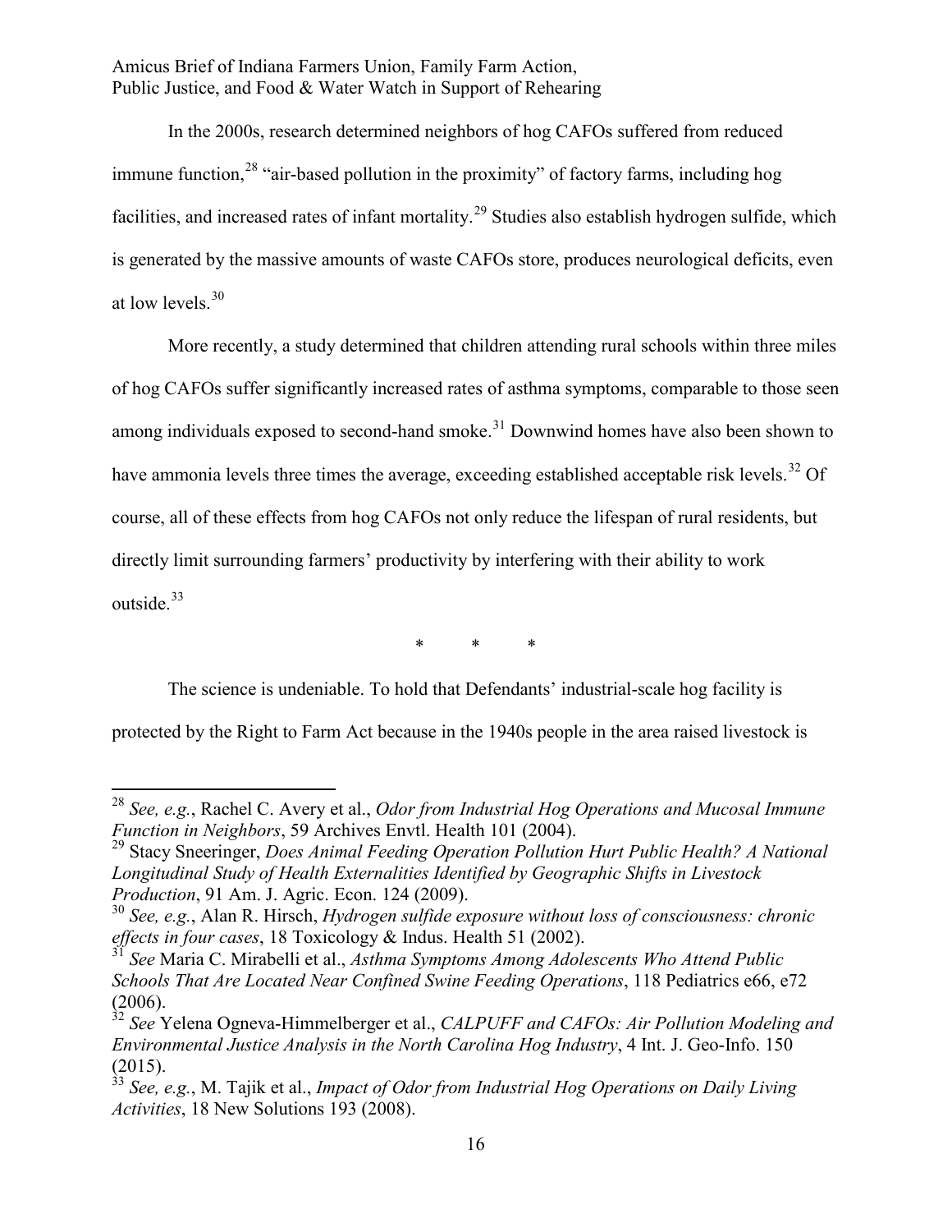In the 2000s, research determined neighbors of hog CAFOs suffered from reduced immune function,[28] "air-based pollution in the proximity" of factory farms, including hog facilities, and increased rates of infant mortality.[29] Studies also establish hydrogen sulfide, which is generated by the massive amounts of waste CAFOs store, produces neurological deficits, even at low levels.[30]

More recently, a study determined that children attending rural schools within three miles of hog CAFOs suffer significantly increased rates of asthma symptoms, comparable to those seen among individuals exposed to second-hand smoke.[31] Downwind homes have also been shown to have ammonia levels three times the average, exceeding established acceptable risk levels.[32] Of course, all of these effects from hog CAFOs not only reduce the lifespan of rural residents, but directly limit surrounding farmers' productivity by interfering with their ability to work outside.[33]

\* \* \*

The science is undeniable. To hold that Defendants' industrial-scale hog facility is protected by the Right to Farm Act because in the 1940s people in the area raised livestock is

---

[28] *See, e.g.*, Rachel C. Avery et al., *Odor from Industrial Hog Operations and Mucosal Immune Function in Neighbors*, 59 Archives Envtl. Health 101 (2004).

[29] Stacy Sneeringer, *Does Animal Feeding Operation Pollution Hurt Public Health? A National Longitudinal Study of Health Externalities Identified by Geographic Shifts in Livestock Production*, 91 Am. J. Agric. Econ. 124 (2009).

[30] *See, e.g.*, Alan R. Hirsch, *Hydrogen sulfide exposure without loss of consciousness: chronic effects in four cases*, 18 Toxicology & Indus. Health 51 (2002).

[31] *See* Maria C. Mirabelli et al., *Asthma Symptoms Among Adolescents Who Attend Public Schools That Are Located Near Confined Swine Feeding Operations*, 118 Pediatrics e66, e72 (2006).

[32] *See* Yelena Ogneva-Himmelberger et al., *CALPUFF and CAFOs: Air Pollution Modeling and Environmental Justice Analysis in the North Carolina Hog Industry*, 4 Int. J. Geo-Info. 150 (2015).

[33] *See, e.g.*, M. Tajik et al., *Impact of Odor from Industrial Hog Operations on Daily Living Activities*, 18 New Solutions 193 (2008).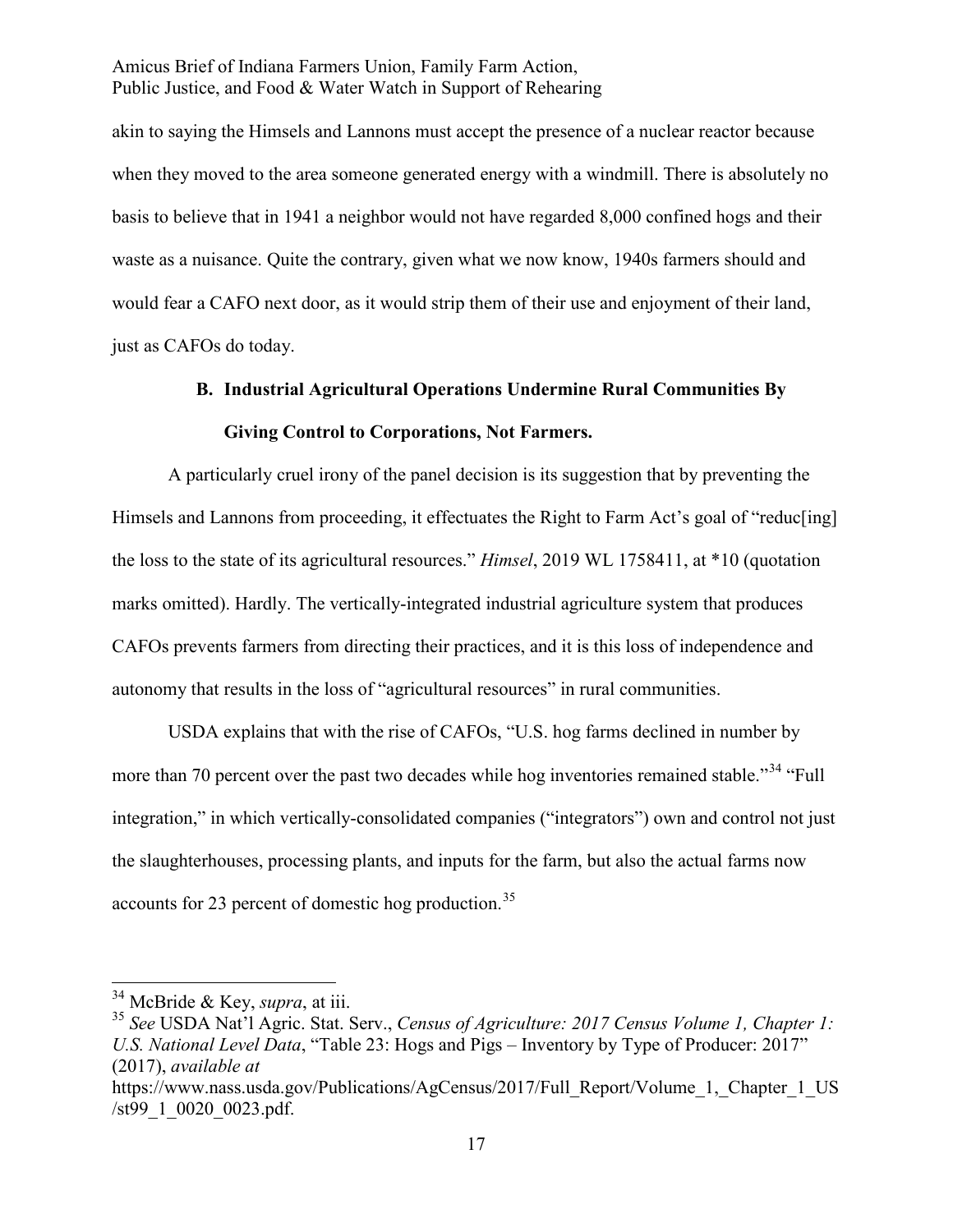akin to saying the Himsels and Lannons must accept the presence of a nuclear reactor because when they moved to the area someone generated energy with a windmill. There is absolutely no basis to believe that in 1941 a neighbor would not have regarded 8,000 confined hogs and their waste as a nuisance. Quite the contrary, given what we now know, 1940s farmers should and would fear a CAFO next door, as it would strip them of their use and enjoyment of their land, just as CAFOs do today.

### B. Industrial Agricultural Operations Undermine Rural Communities By Giving Control to Corporations, Not Farmers.

A particularly cruel irony of the panel decision is its suggestion that by preventing the Himsels and Lannons from proceeding, it effectuates the Right to Farm Act's goal of "reduc[ing] the loss to the state of its agricultural resources." *Himsel*, 2019 WL 1758411, at *10 (quotation marks omitted). Hardly. The vertically-integrated industrial agriculture system that produces CAFOs prevents farmers from directing their practices, and it is this loss of independence and autonomy that results in the loss of "agricultural resources" in rural communities.

USDA explains that with the rise of CAFOs, "U.S. hog farms declined in number by more than 70 percent over the past two decades while hog inventories remained stable."[34] "Full integration," in which vertically-consolidated companies ("integrators") own and control not just the slaughterhouses, processing plants, and inputs for the farm, but also the actual farms now accounts for 23 percent of domestic hog production.[35]

---

[34] McBride & Key, *supra*, at iii.

[35] *See* USDA Nat'l Agric. Stat. Serv., *Census of Agriculture: 2017 Census Volume 1, Chapter 1: U.S. National Level Data*, "Table 23: Hogs and Pigs – Inventory by Type of Producer: 2017" (2017), *available at* https://www.nass.usda.gov/Publications/AgCensus/2017/Full_Report/Volume_1,_Chapter_1_US/st99_1_0020_0023.pdf.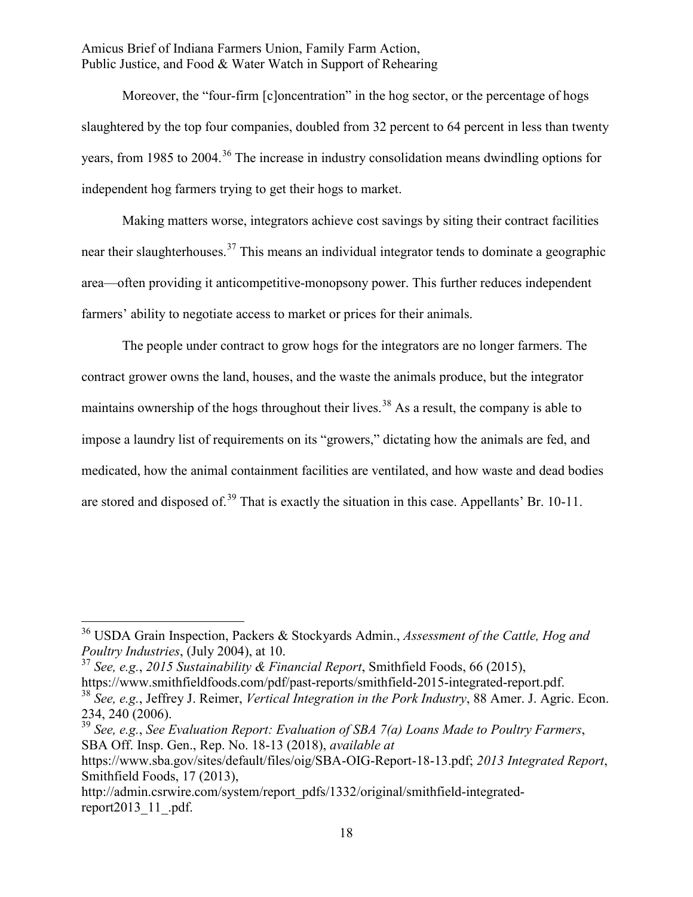Moreover, the "four-firm [c]oncentration" in the hog sector, or the percentage of hogs slaughtered by the top four companies, doubled from 32 percent to 64 percent in less than twenty years, from 1985 to 2004.[36] The increase in industry consolidation means dwindling options for independent hog farmers trying to get their hogs to market.

Making matters worse, integrators achieve cost savings by siting their contract facilities near their slaughterhouses.[37] This means an individual integrator tends to dominate a geographic area—often providing it anticompetitive-monopsony power. This further reduces independent farmers' ability to negotiate access to market or prices for their animals.

The people under contract to grow hogs for the integrators are no longer farmers. The contract grower owns the land, houses, and the waste the animals produce, but the integrator maintains ownership of the hogs throughout their lives.[38] As a result, the company is able to impose a laundry list of requirements on its "growers," dictating how the animals are fed, and medicated, how the animal containment facilities are ventilated, and how waste and dead bodies are stored and disposed of.[39] That is exactly the situation in this case. Appellants' Br. 10-11.

---

[36] USDA Grain Inspection, Packers & Stockyards Admin., *Assessment of the Cattle, Hog and Poultry Industries*, (July 2004), at 10.

[37] *See, e.g.*, *2015 Sustainability & Financial Report*, Smithfield Foods, 66 (2015), https://www.smithfieldfoods.com/pdf/past-reports/smithfield-2015-integrated-report.pdf.

[38] *See, e.g.*, Jeffrey J. Reimer, *Vertical Integration in the Pork Industry*, 88 Amer. J. Agric. Econ. 234, 240 (2006).

[39] *See, e.g.*, *See Evaluation Report: Evaluation of SBA 7(a) Loans Made to Poultry Farmers*, SBA Off. Insp. Gen., Rep. No. 18-13 (2018), *available at* https://www.sba.gov/sites/default/files/oig/SBA-OIG-Report-18-13.pdf; *2013 Integrated Report*, Smithfield Foods, 17 (2013), http://admin.csrwire.com/system/report_pdfs/1332/original/smithfield-integrated-report2013_11_.pdf.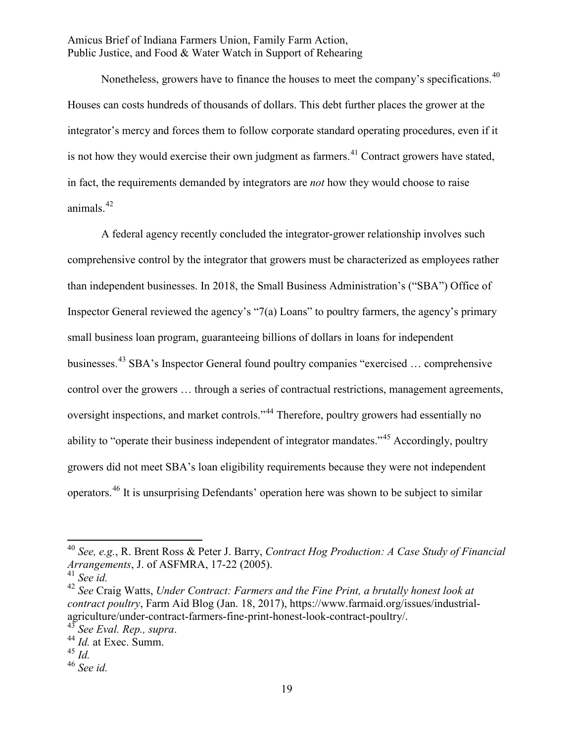Nonetheless, growers have to finance the houses to meet the company's specifications.[40] Houses can costs hundreds of thousands of dollars. This debt further places the grower at the integrator's mercy and forces them to follow corporate standard operating procedures, even if it is not how they would exercise their own judgment as farmers.[41] Contract growers have stated, in fact, the requirements demanded by integrators are *not* how they would choose to raise animals.[42]

A federal agency recently concluded the integrator-grower relationship involves such comprehensive control by the integrator that growers must be characterized as employees rather than independent businesses. In 2018, the Small Business Administration's ("SBA") Office of Inspector General reviewed the agency's "7(a) Loans" to poultry farmers, the agency's primary small business loan program, guaranteeing billions of dollars in loans for independent businesses.[43] SBA's Inspector General found poultry companies "exercised … comprehensive control over the growers … through a series of contractual restrictions, management agreements, oversight inspections, and market controls."[44] Therefore, poultry growers had essentially no ability to "operate their business independent of integrator mandates."[45] Accordingly, poultry growers did not meet SBA's loan eligibility requirements because they were not independent operators.[46] It is unsurprising Defendants' operation here was shown to be subject to similar

---

[40] *See, e.g.*, R. Brent Ross & Peter J. Barry, *Contract Hog Production: A Case Study of Financial Arrangements*, J. of ASFMRA, 17-22 (2005).

[41] *See id.*

[42] *See* Craig Watts, *Under Contract: Farmers and the Fine Print, a brutally honest look at contract poultry*, Farm Aid Blog (Jan. 18, 2017), https://www.farmaid.org/issues/industrial-agriculture/under-contract-farmers-fine-print-honest-look-contract-poultry/.

[43] *See Eval. Rep., supra*.

[44] *Id.* at Exec. Summ.

[45] *Id.*

[46] *See id.*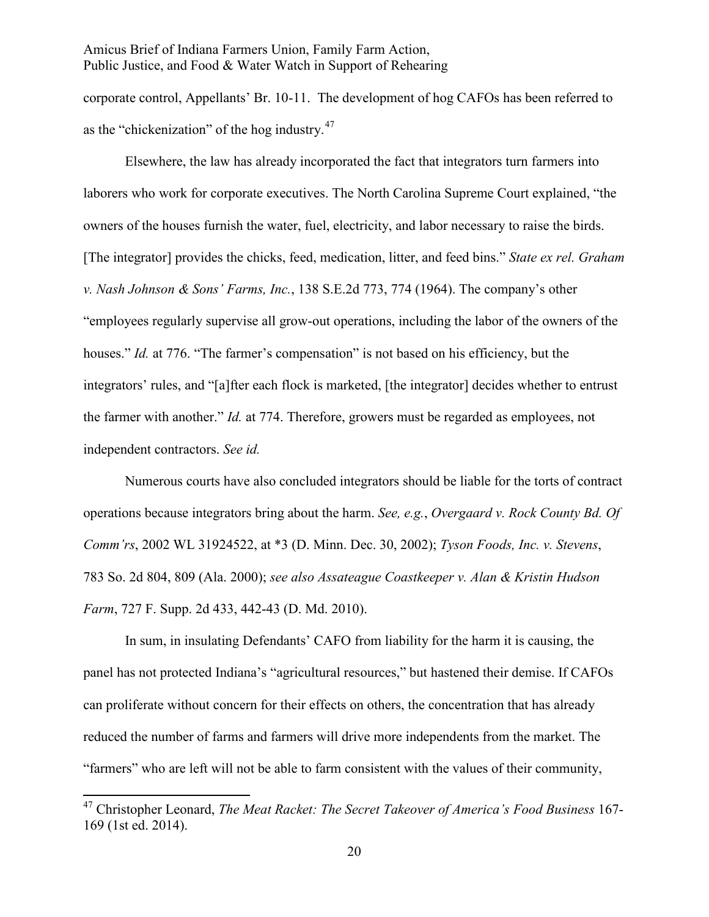corporate control, Appellants' Br. 10-11. The development of hog CAFOs has been referred to as the "chickenization" of the hog industry.[47]

Elsewhere, the law has already incorporated the fact that integrators turn farmers into laborers who work for corporate executives. The North Carolina Supreme Court explained, "the owners of the houses furnish the water, fuel, electricity, and labor necessary to raise the birds. [The integrator] provides the chicks, feed, medication, litter, and feed bins." *State ex rel. Graham v. Nash Johnson & Sons' Farms, Inc.*, 138 S.E.2d 773, 774 (1964). The company's other "employees regularly supervise all grow-out operations, including the labor of the owners of the houses." *Id.* at 776. "The farmer's compensation" is not based on his efficiency, but the integrators' rules, and "[a]fter each flock is marketed, [the integrator] decides whether to entrust the farmer with another." *Id.* at 774. Therefore, growers must be regarded as employees, not independent contractors. *See id.*

Numerous courts have also concluded integrators should be liable for the torts of contract operations because integrators bring about the harm. *See, e.g.*, *Overgaard v. Rock County Bd. Of Comm'rs*, 2002 WL 31924522, at *3 (D. Minn. Dec. 30, 2002); *Tyson Foods, Inc. v. Stevens*, 783 So. 2d 804, 809 (Ala. 2000); *see also Assateague Coastkeeper v. Alan & Kristin Hudson Farm*, 727 F. Supp. 2d 433, 442-43 (D. Md. 2010).

In sum, in insulating Defendants' CAFO from liability for the harm it is causing, the panel has not protected Indiana's "agricultural resources," but hastened their demise. If CAFOs can proliferate without concern for their effects on others, the concentration that has already reduced the number of farms and farmers will drive more independents from the market. The "farmers" who are left will not be able to farm consistent with the values of their community,

---

[47] Christopher Leonard, *The Meat Racket: The Secret Takeover of America's Food Business* 167-169 (1st ed. 2014).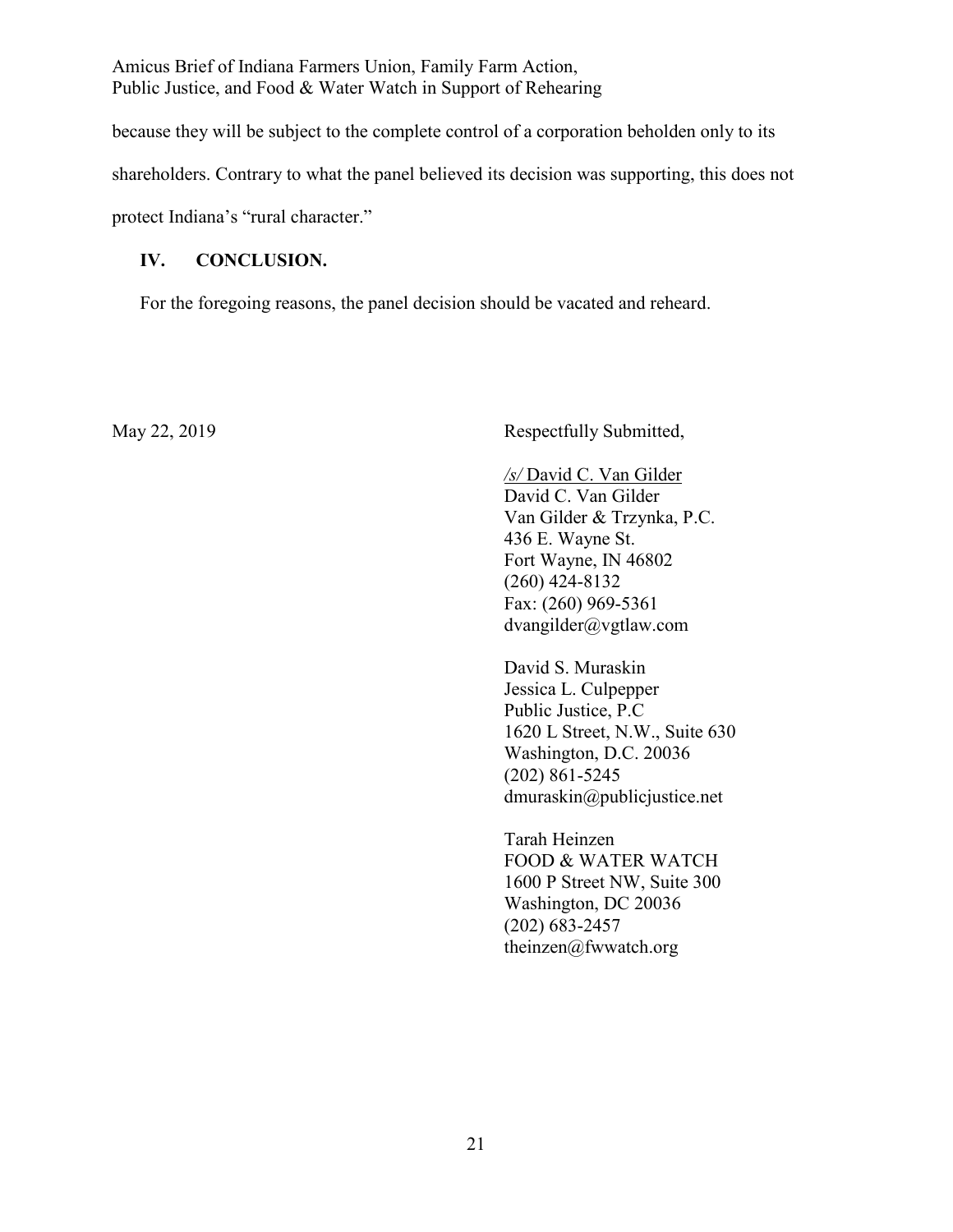because they will be subject to the complete control of a corporation beholden only to its shareholders. Contrary to what the panel believed its decision was supporting, this does not protect Indiana's "rural character."

## IV. CONCLUSION.

For the foregoing reasons, the panel decision should be vacated and reheard.

May 22, 2019

Respectfully Submitted,

*/s/* David C. Van Gilder
David C. Van Gilder
Van Gilder & Trzynka, P.C.
436 E. Wayne St.
Fort Wayne, IN 46802
(260) 424-8132
Fax: (260) 969-5361
dvangilder@vgtlaw.com

David S. Muraskin
Jessica L. Culpepper
Public Justice, P.C
1620 L Street, N.W., Suite 630
Washington, D.C. 20036
(202) 861-5245
dmuraskin@publicjustice.net

Tarah Heinzen
FOOD & WATER WATCH
1600 P Street NW, Suite 300
Washington, DC 20036
(202) 683-2457
theinzen@fwwatch.org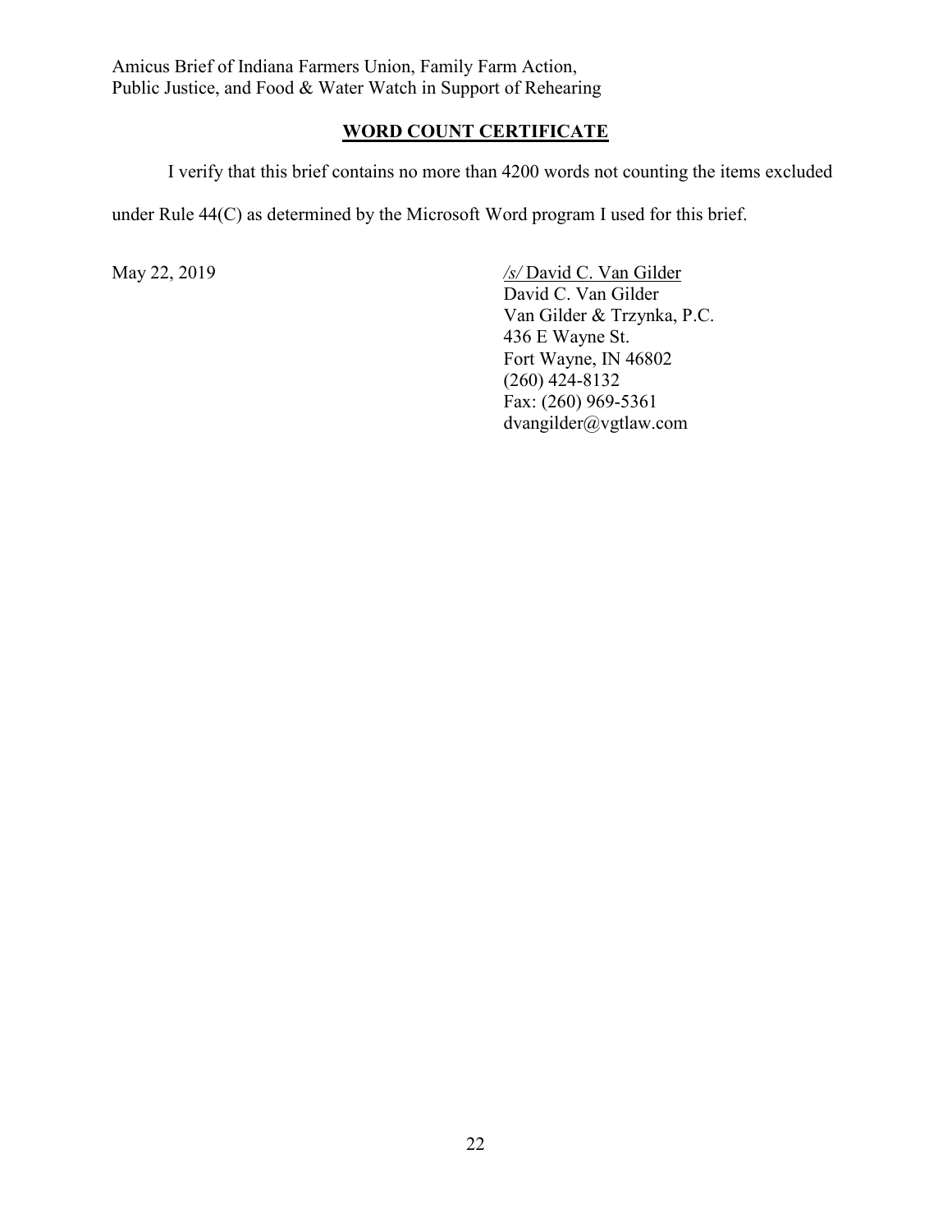## WORD COUNT CERTIFICATE

I verify that this brief contains no more than 4200 words not counting the items excluded under Rule 44(C) as determined by the Microsoft Word program I used for this brief.

May 22, 2019

*/s/* David C. Van Gilder
David C. Van Gilder
Van Gilder & Trzynka, P.C.
436 E Wayne St.
Fort Wayne, IN 46802
(260) 424-8132
Fax: (260) 969-5361
dvangilder@vgtlaw.com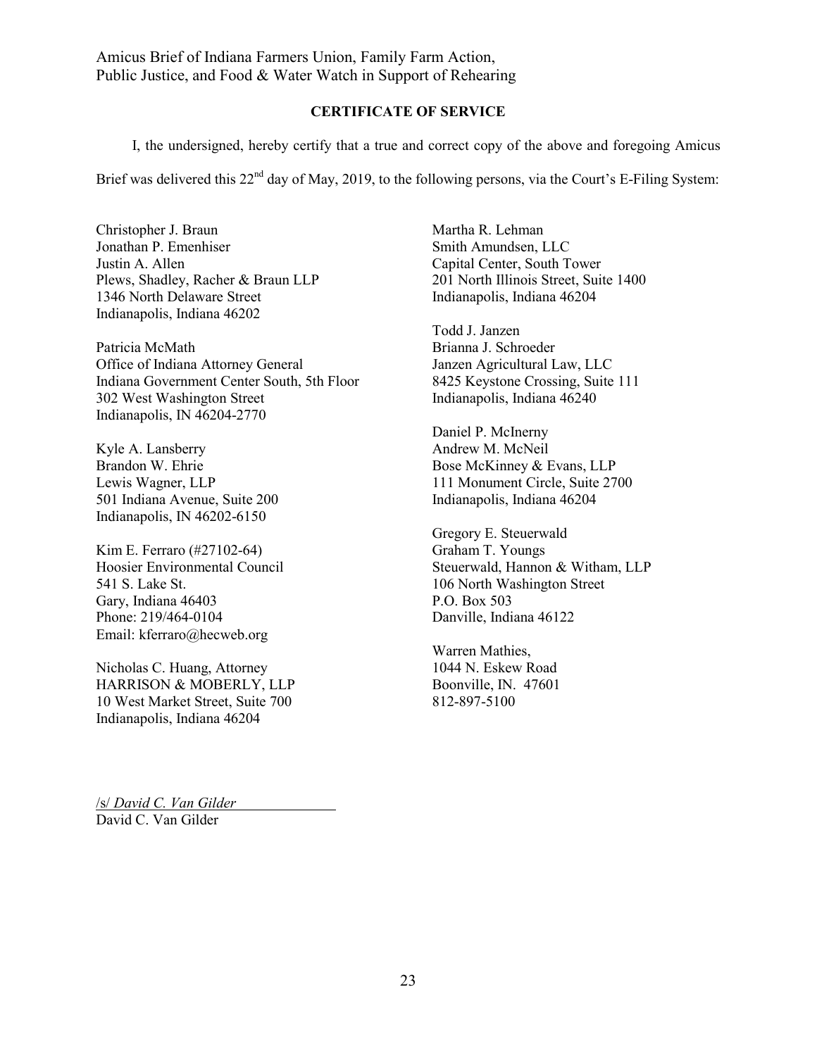## CERTIFICATE OF SERVICE

I, the undersigned, hereby certify that a true and correct copy of the above and foregoing Amicus Brief was delivered this 22nd day of May, 2019, to the following persons, via the Court's E-Filing System:

Christopher J. Braun
Jonathan P. Emenhiser
Justin A. Allen
Plews, Shadley, Racher & Braun LLP
1346 North Delaware Street
Indianapolis, Indiana 46202

Patricia McMath
Office of Indiana Attorney General
Indiana Government Center South, 5th Floor
302 West Washington Street
Indianapolis, IN 46204-2770

Kyle A. Lansberry
Brandon W. Ehrie
Lewis Wagner, LLP
501 Indiana Avenue, Suite 200
Indianapolis, IN 46202-6150

Kim E. Ferraro (#27102-64)
Hoosier Environmental Council
541 S. Lake St.
Gary, Indiana 46403
Phone: 219/464-0104
Email: kferraro@hecweb.org

Nicholas C. Huang, Attorney
HARRISON & MOBERLY, LLP
10 West Market Street, Suite 700
Indianapolis, Indiana 46204

Martha R. Lehman
Smith Amundsen, LLC
Capital Center, South Tower
201 North Illinois Street, Suite 1400
Indianapolis, Indiana 46204

Todd J. Janzen
Brianna J. Schroeder
Janzen Agricultural Law, LLC
8425 Keystone Crossing, Suite 111
Indianapolis, Indiana 46240

Daniel P. McInerny
Andrew M. McNeil
Bose McKinney & Evans, LLP
111 Monument Circle, Suite 2700
Indianapolis, Indiana 46204

Gregory E. Steuerwald
Graham T. Youngs
Steuerwald, Hannon & Witham, LLP
106 North Washington Street
P.O. Box 503
Danville, Indiana 46122

Warren Mathies,
1044 N. Eskew Road
Boonville, IN. 47601
812-897-5100

/s/ *David C. Van Gilder*
David C. Van Gilder